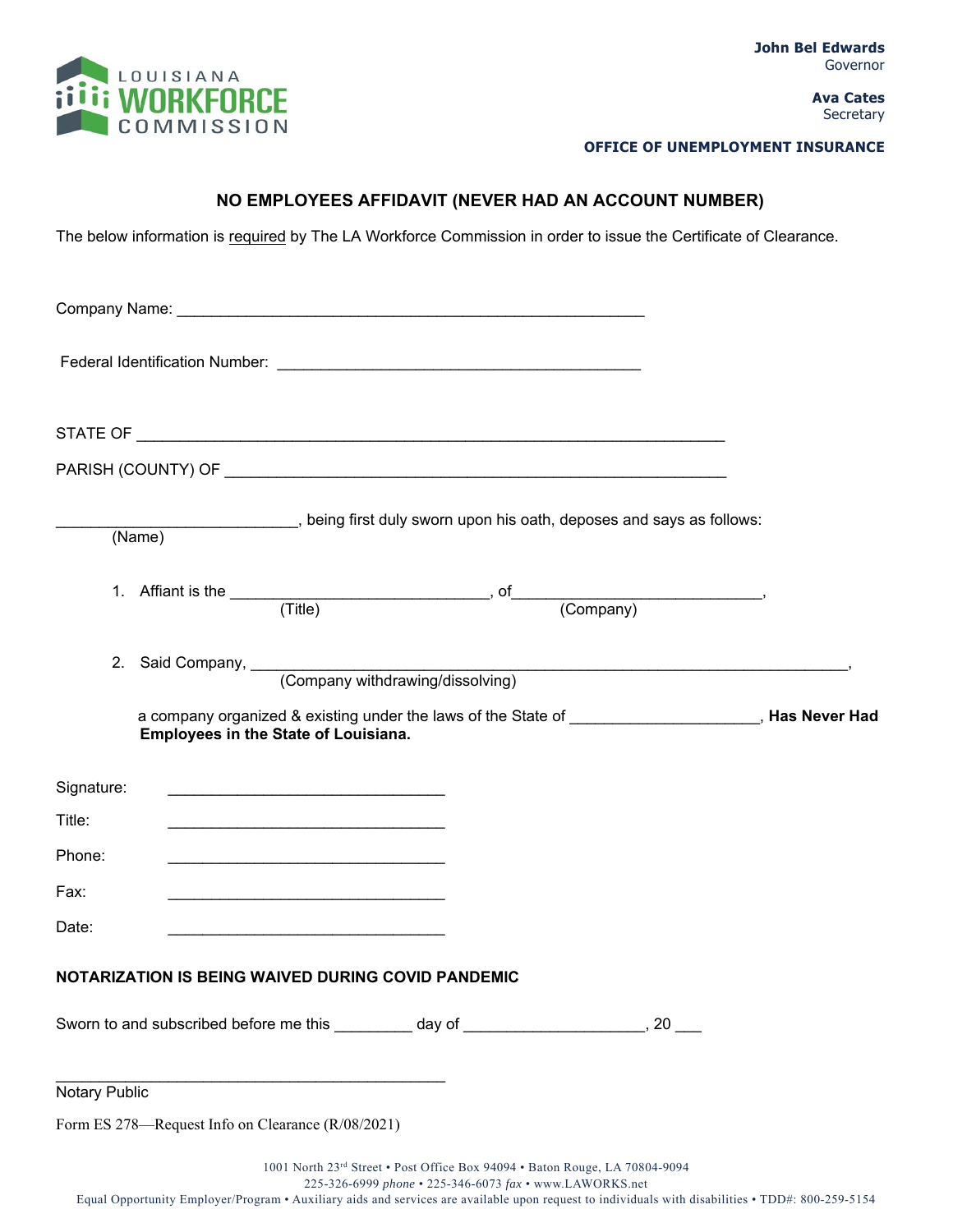LOUISIANA WORKFORCE COMMISSION

**John Bel Edwards**
Governor

**Ava Cates**
Secretary

**OFFICE OF UNEMPLOYMENT INSURANCE**

## NO EMPLOYEES AFFIDAVIT (NEVER HAD AN ACCOUNT NUMBER)

The below information is required by The LA Workforce Commission in order to issue the Certificate of Clearance.

Company Name: ______________________________________________________

Federal Identification Number: ________________________________________

STATE OF ____________________________________________________________________

PARISH (COUNTY) OF ___________________________________________________________

___________________________, being first duly sworn upon his oath, deposes and says as follows:
(Name)

1. Affiant is the _____________________________, of____________________________,
(Title) (Company)

2. Said Company, ________________________________________________________________________,
(Company withdrawing/dissolving)

   a company organized & existing under the laws of the State of _____________________, **Has Never Had Employees in the State of Louisiana.**

Signature: _______________________________

Title: _______________________________

Phone: _______________________________

Fax: _______________________________

Date: _______________________________

**NOTARIZATION IS BEING WAIVED DURING COVID PANDEMIC**

Sworn to and subscribed before me this _________ day of ____________________, 20 ___

____________________________________________
Notary Public

Form ES 278—Request Info on Clearance (R/08/2021)

1001 North 23rd Street • Post Office Box 94094 • Baton Rouge, LA 70804-9094
225-326-6999 *phone* • 225-346-6073 *fax* • www.LAWORKS.net
Equal Opportunity Employer/Program • Auxiliary aids and services are available upon request to individuals with disabilities • TDD#: 800-259-5154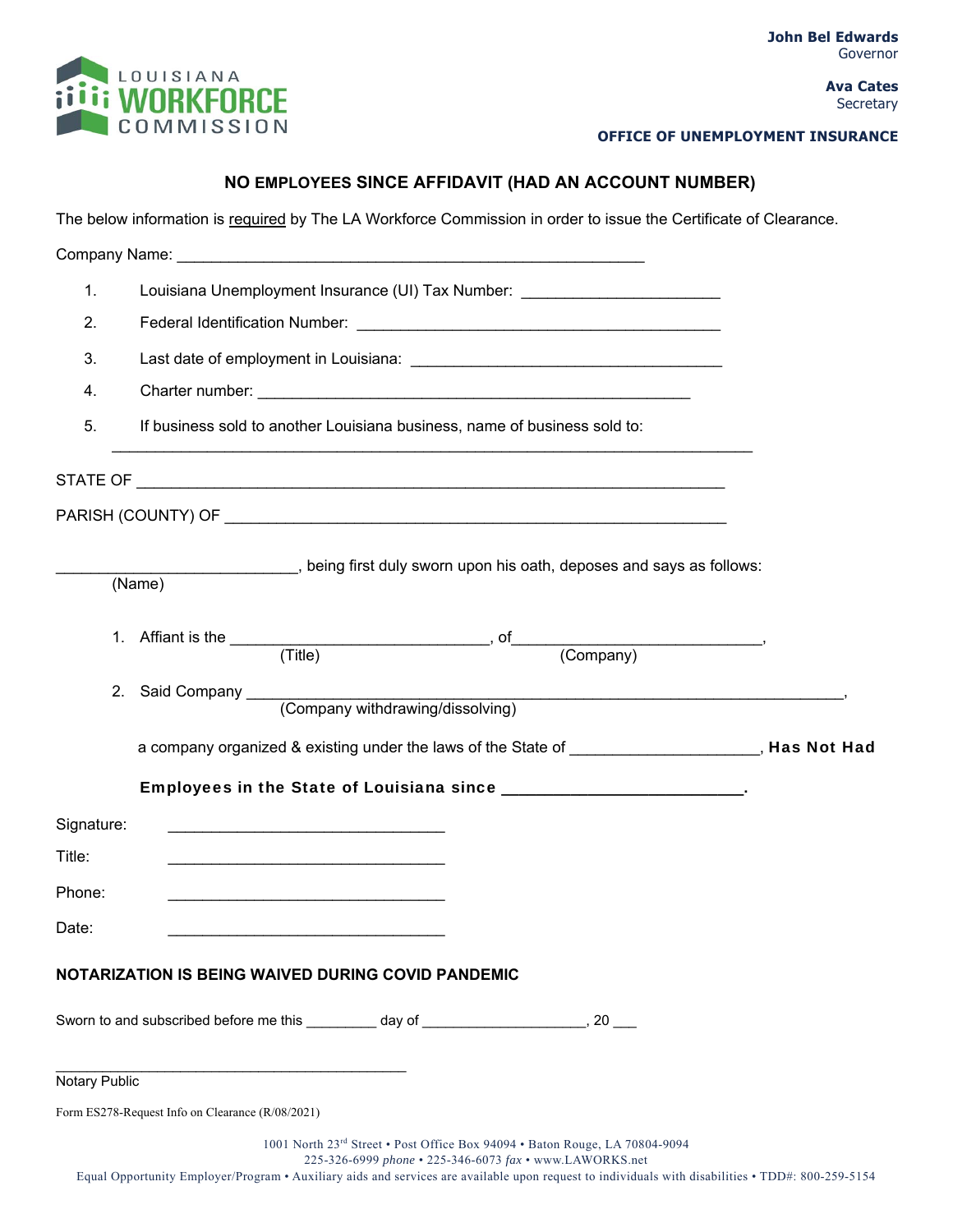LOUISIANA WORKFORCE COMMISSION

**John Bel Edwards**
Governor

**Ava Cates**
Secretary

**OFFICE OF UNEMPLOYMENT INSURANCE**

## NO EMPLOYEES SINCE AFFIDAVIT (HAD AN ACCOUNT NUMBER)

The below information is required by The LA Workforce Commission in order to issue the Certificate of Clearance.

Company Name: ______________________________________________________

1. Louisiana Unemployment Insurance (UI) Tax Number: ______________________
2. Federal Identification Number: ________________________________________
3. Last date of employment in Louisiana: ___________________________________
4. Charter number: __________________________________________________
5. If business sold to another Louisiana business, name of business sold to:

___________________________________________________________________________

STATE OF ____________________________________________________________________

PARISH (COUNTY) OF ___________________________________________________________

___________________________, being first duly sworn upon his oath, deposes and says as follows:
(Name)

1. Affiant is the ______________________________, of_____________________________,
   (Title) (Company)

2. Said Company ______________________________________________________________________,
   (Company withdrawing/dissolving)

   a company organized & existing under the laws of the State of _____________________, **Has Not Had Employees in the State of Louisiana since _________________________.**

Signature: ________________________________

Title: ________________________________

Phone: ________________________________

Date: ________________________________

**NOTARIZATION IS BEING WAIVED DURING COVID PANDEMIC**

Sworn to and subscribed before me this _________ day of ____________________, 20 ___

_____________________________________________
Notary Public

Form ES278-Request Info on Clearance (R/08/2021)

1001 North 23rd Street • Post Office Box 94094 • Baton Rouge, LA 70804-9094
225-326-6999 *phone* • 225-346-6073 *fax* • www.LAWORKS.net
Equal Opportunity Employer/Program • Auxiliary aids and services are available upon request to individuals with disabilities • TDD#: 800-259-5154